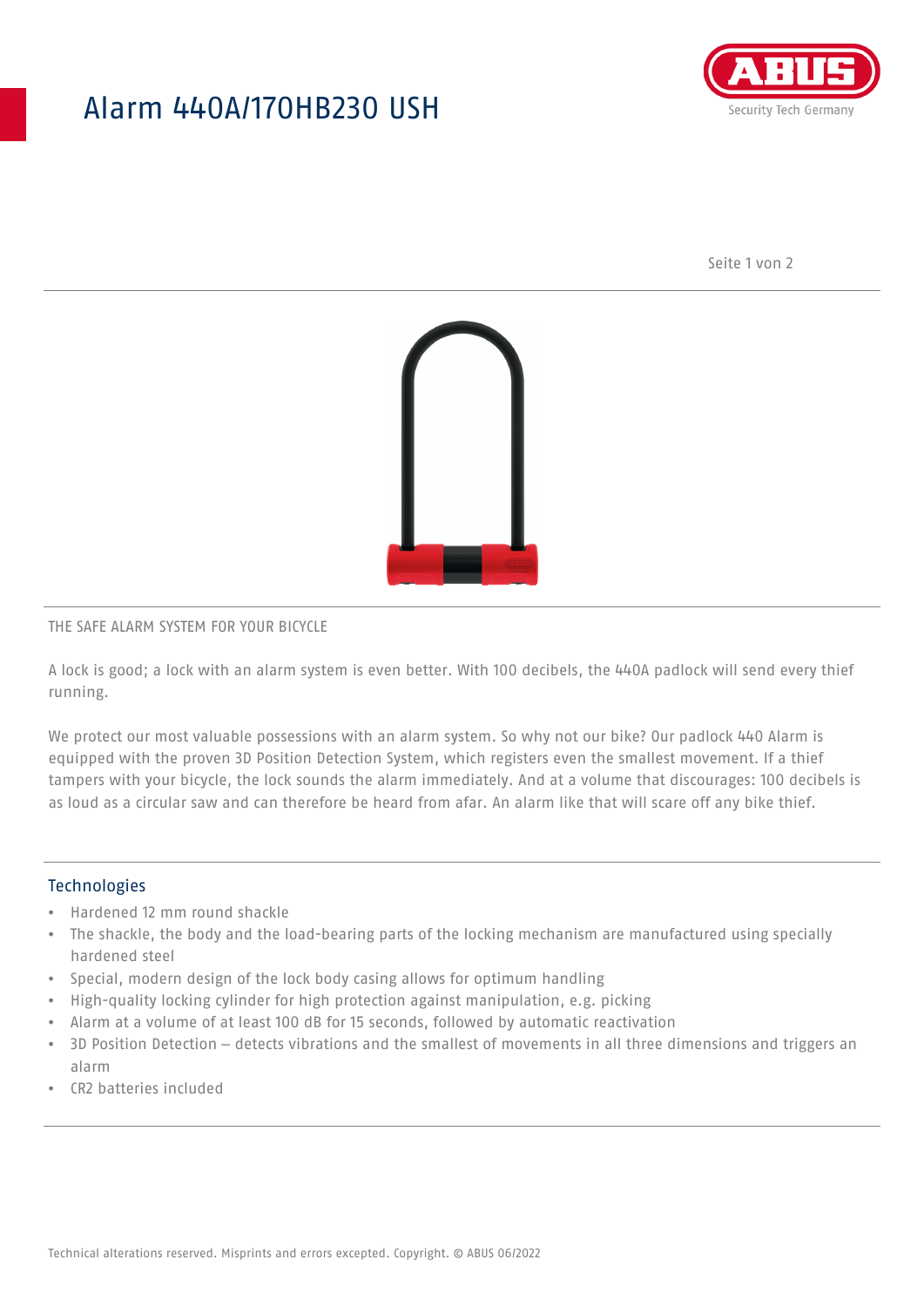# Alarm 440A/170HB230 USH

THE SAFE ALARM SYSTEM FOR YOUR BICYCLE

A lock is good; a lock with an alarm system is even better. With 100 decibels, the 440A padlock will send every thief running.

We protect our most valuable possessions with an alarm system. So why not our bike? Our padlock 440 Alarm is equipped with the proven 3D Position Detection System, which registers even the smallest movement. If a thief tampers with your bicycle, the lock sounds the alarm immediately. And at a volume that discourages: 100 decibels is as loud as a circular saw and can therefore be heard from afar. An alarm like that will scare off any bike thief.

## Technologies

- Hardened 12 mm round shackle
- The shackle, the body and the load-bearing parts of the locking mechanism are manufactured using specially hardened steel
- Special, modern design of the lock body casing allows for optimum handling
- High-quality locking cylinder for high protection against manipulation, e.g. picking
- Alarm at a volume of at least 100 dB for 15 seconds, followed by automatic reactivation
- 3D Position Detection – detects vibrations and the smallest of movements in all three dimensions and triggers an alarm
- CR2 batteries included

Technical alterations reserved. Misprints and errors excepted. Copyright. © ABUS 06/2022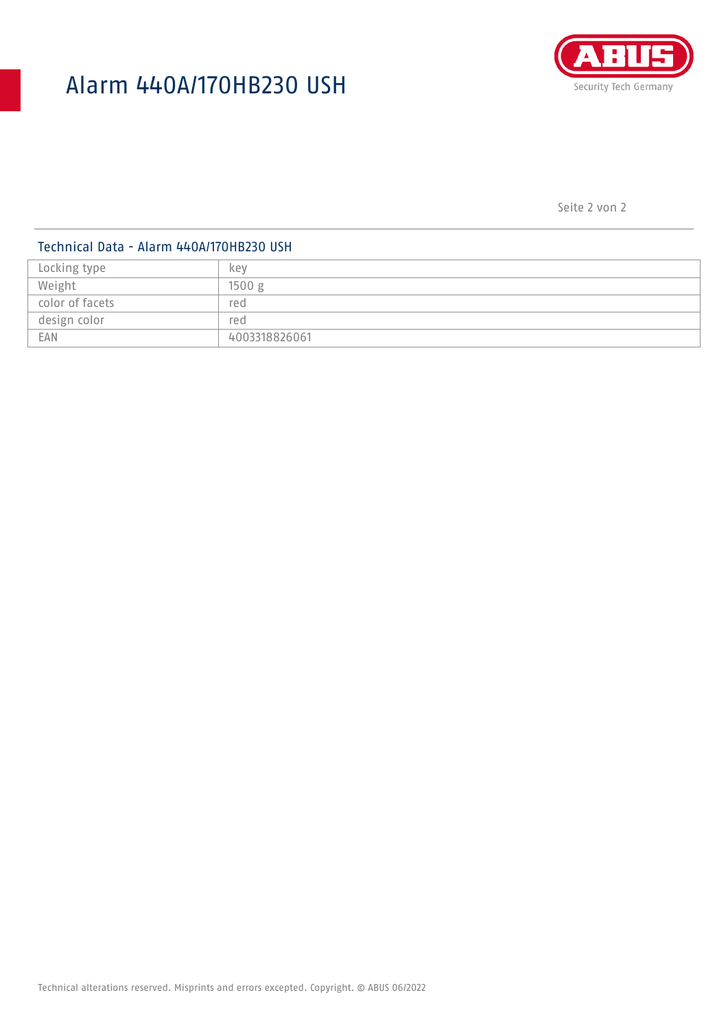# Alarm 440A/170HB230 USH

## Technical Data - Alarm 440A/170HB230 USH

| | |
|---|---|
| Locking type | key |
| Weight | 1500 g |
| color of facets | red |
| design color | red |
| EAN | 4003318826061 |

Technical alterations reserved. Misprints and errors excepted. Copyright. © ABUS 06/2022